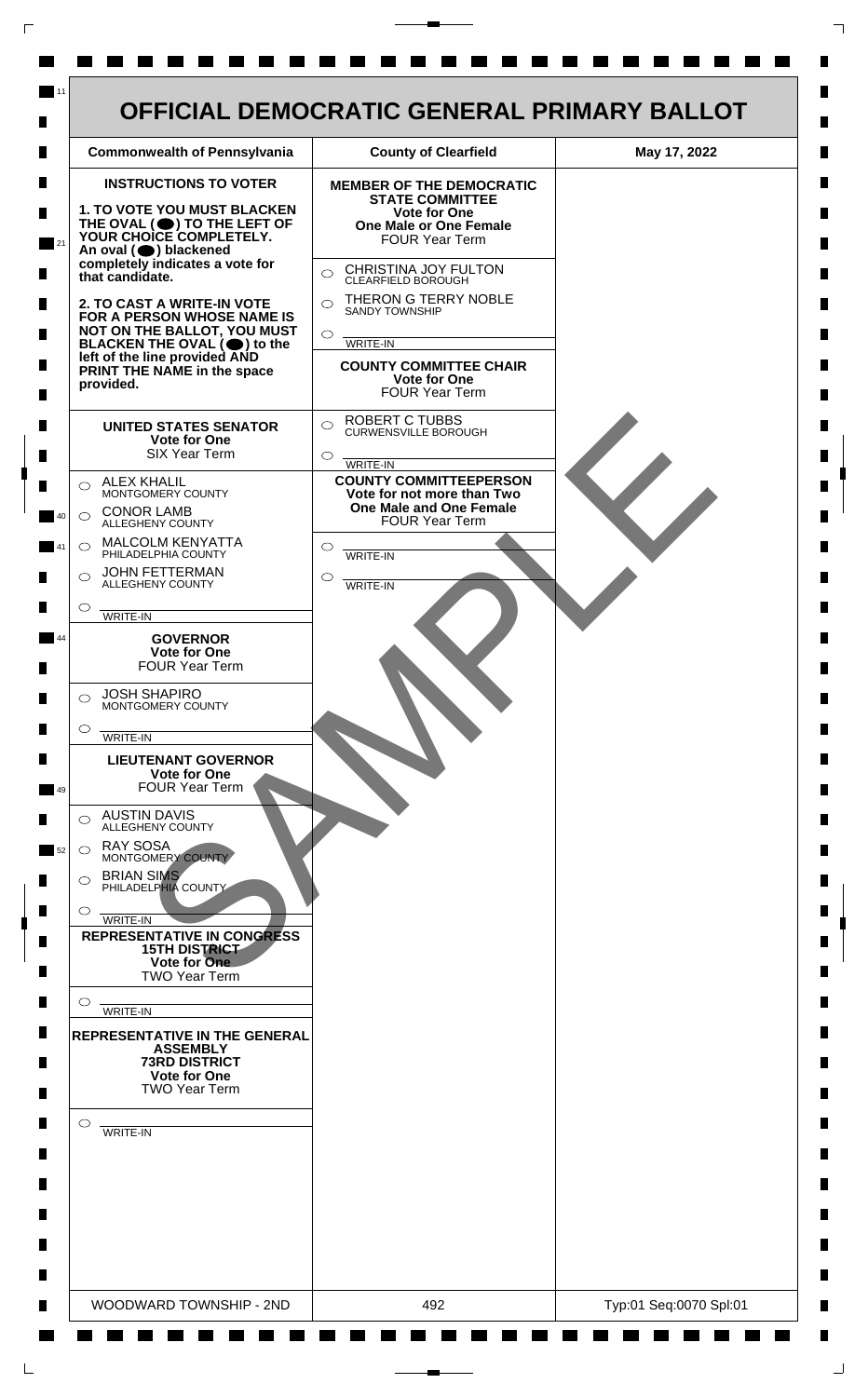# OFFICIAL DEMOCRATIC GENERAL PRIMARY BALLOT

| Commonwealth of Pennsylvania | County of Clearfield | May 17, 2022 |
|---|---|---|

**INSTRUCTIONS TO VOTER**

**1. TO VOTE YOU MUST BLACKEN THE OVAL (⬤) TO THE LEFT OF YOUR CHOICE COMPLETELY.** An oval (⬤) blackened completely indicates a vote for that candidate.

**2. TO CAST A WRITE-IN VOTE FOR A PERSON WHOSE NAME IS NOT ON THE BALLOT, YOU MUST BLACKEN THE OVAL (⬤) to the left of the line provided AND PRINT THE NAME in the space provided.**

**UNITED STATES SENATOR**
**Vote for One**
SIX Year Term

- ○ ALEX KHALIL — MONTGOMERY COUNTY
- ○ CONOR LAMB — ALLEGHENY COUNTY
- ○ MALCOLM KENYATTA — PHILADELPHIA COUNTY
- ○ JOHN FETTERMAN — ALLEGHENY COUNTY
- ○ ________ WRITE-IN

**GOVERNOR**
**Vote for One**
FOUR Year Term

- ○ JOSH SHAPIRO — MONTGOMERY COUNTY
- ○ ________ WRITE-IN

**LIEUTENANT GOVERNOR**
**Vote for One**
FOUR Year Term

- ○ AUSTIN DAVIS — ALLEGHENY COUNTY
- ○ RAY SOSA — MONTGOMERY COUNTY
- ○ BRIAN SIMS — PHILADELPHIA COUNTY
- ○ ________ WRITE-IN

**REPRESENTATIVE IN CONGRESS**
**15TH DISTRICT**
**Vote for One**
TWO Year Term

- ○ ________ WRITE-IN

**REPRESENTATIVE IN THE GENERAL ASSEMBLY**
**73RD DISTRICT**
**Vote for One**
TWO Year Term

- ○ ________ WRITE-IN

**MEMBER OF THE DEMOCRATIC STATE COMMITTEE**
**Vote for One**
**One Male or One Female**
FOUR Year Term

- ○ CHRISTINA JOY FULTON — CLEARFIELD BOROUGH
- ○ THERON G TERRY NOBLE — SANDY TOWNSHIP
- ○ ________ WRITE-IN

**COUNTY COMMITTEE CHAIR**
**Vote for One**
FOUR Year Term

- ○ ROBERT C TUBBS — CURWENSVILLE BOROUGH
- ○ ________ WRITE-IN

**COUNTY COMMITTEEPERSON**
**Vote for not more than Two**
**One Male and One Female**
FOUR Year Term

- ○ ________ WRITE-IN
- ○ ________ WRITE-IN

SAMPLE

| WOODWARD TOWNSHIP - 2ND | 492 | Typ:01 Seq:0070 Spl:01 |
|---|---|---|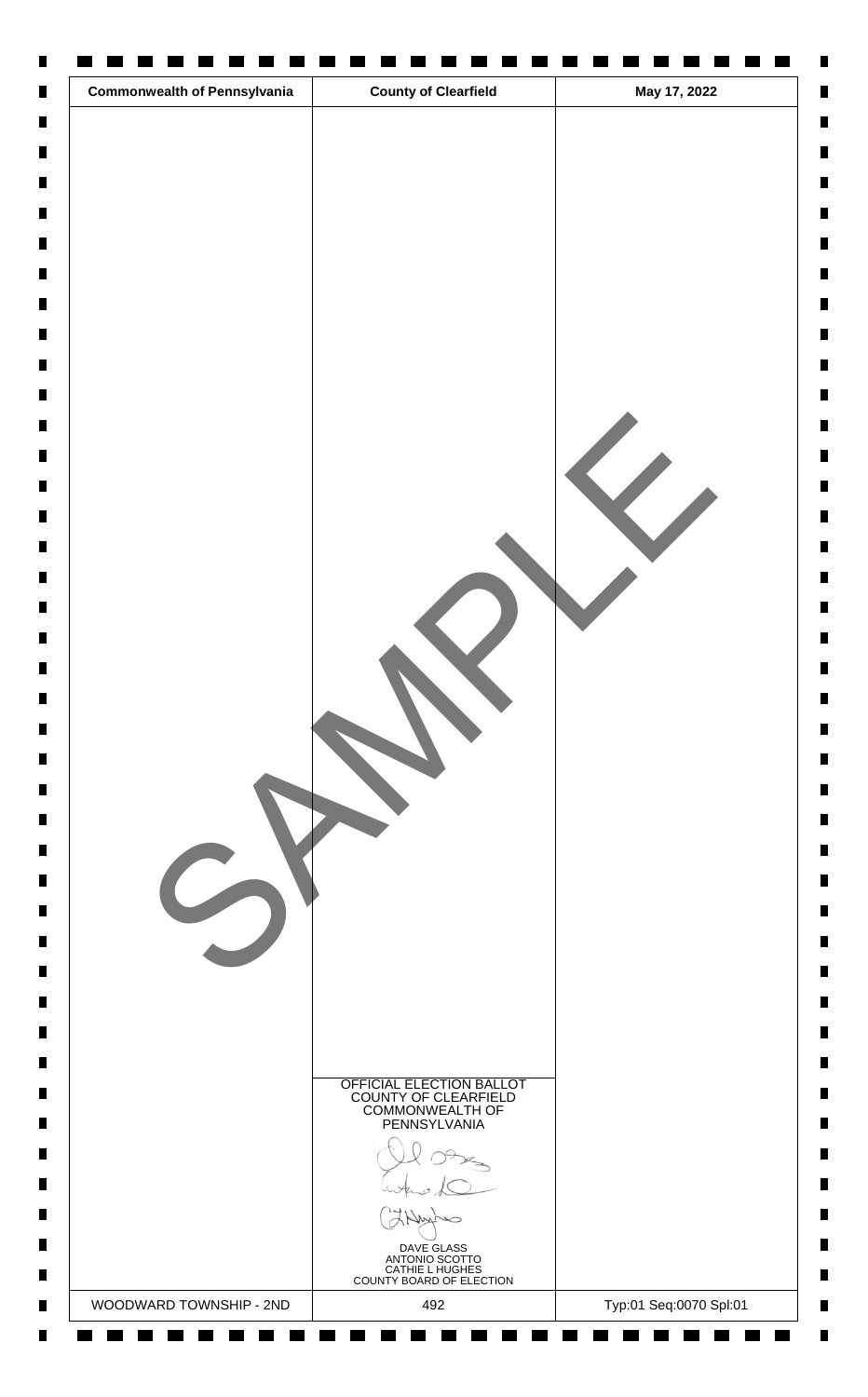| Commonwealth of Pennsylvania | County of Clearfield | May 17, 2022 |
| --- | --- | --- |
| | | |

SAMPLE

OFFICIAL ELECTION BALLOT
COUNTY OF CLEARFIELD
COMMONWEALTH OF
PENNSYLVANIA

DAVE GLASS
ANTONIO SCOTTO
CATHIE L HUGHES
COUNTY BOARD OF ELECTION

| WOODWARD TOWNSHIP - 2ND | 492 | Typ:01 Seq:0070 Spl:01 |
| --- | --- | --- |